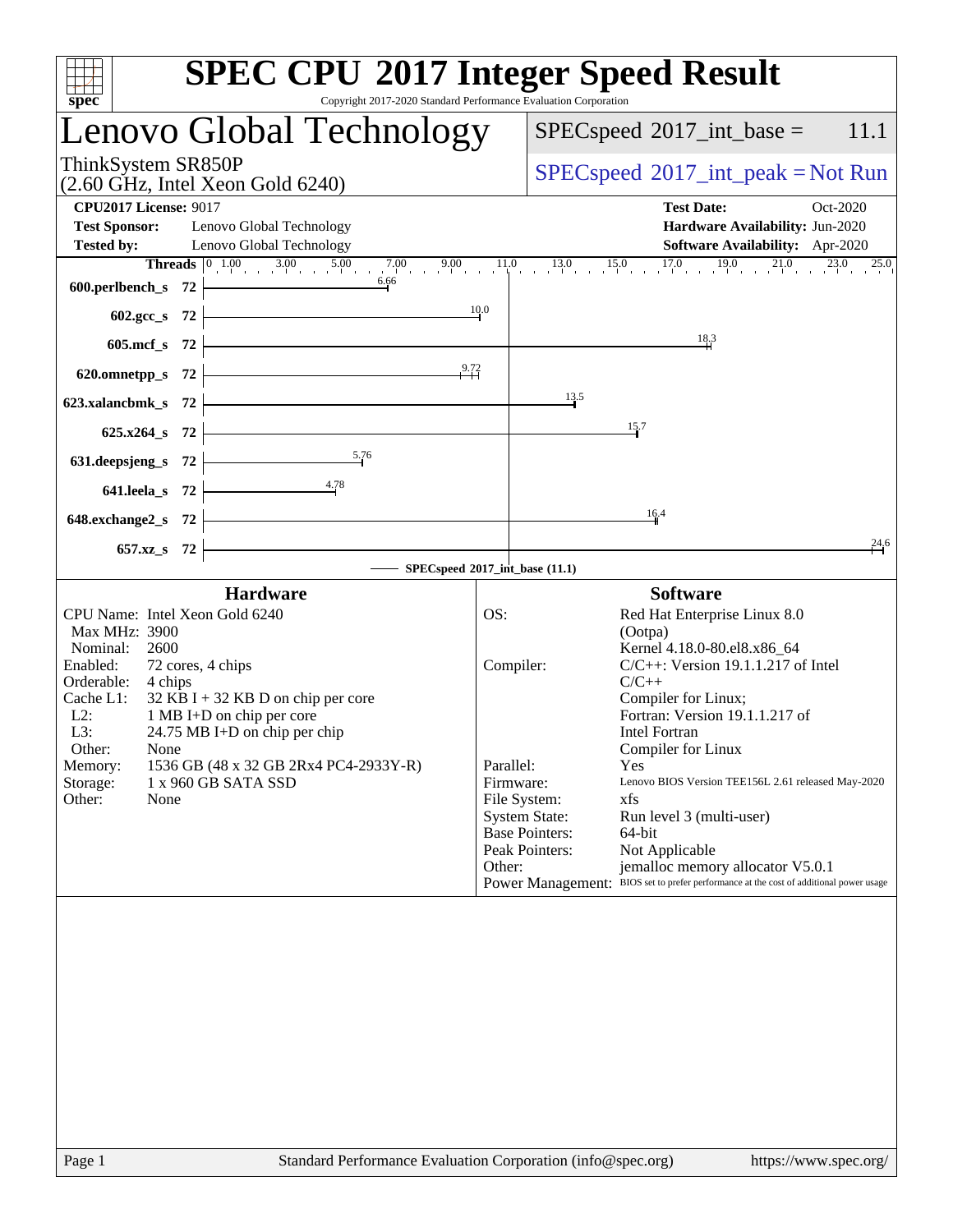# SPEC CPU 2017 Integer Speed Result

Copyright 2017-2020 Standard Performance Evaluation Corporation

## Lenovo Global Technology

ThinkSystem SR850P
(2.60 GHz, Intel Xeon Gold 6240)

SPECspeed 2017_int_base = 11.1

SPECspeed 2017_int_peak = Not Run

**CPU2017 License:** 9017
**Test Sponsor:** Lenovo Global Technology
**Tested by:** Lenovo Global Technology

**Test Date:** Oct-2020
**Hardware Availability:** Jun-2020
**Software Availability:** Apr-2020

| Benchmark | Threads | Base Ratio |
|---|---|---|
| 600.perlbench_s | 72 | 6.66 |
| 602.gcc_s | 72 | 10.0 |
| 605.mcf_s | 72 | 18.3 |
| 620.omnetpp_s | 72 | 9.72 |
| 623.xalancbmk_s | 72 | 13.5 |
| 625.x264_s | 72 | 15.7 |
| 631.deepsjeng_s | 72 | 5.76 |
| 641.leela_s | 72 | 4.78 |
| 648.exchange2_s | 72 | 16.4 |
| 657.xz_s | 72 | 24.6 |

SPECspeed 2017_int_base (11.1)

### Hardware

| | |
|---|---|
| CPU Name: | Intel Xeon Gold 6240 |
| Max MHz: | 3900 |
| Nominal: | 2600 |
| Enabled: | 72 cores, 4 chips |
| Orderable: | 4 chips |
| Cache L1: | 32 KB I + 32 KB D on chip per core |
| L2: | 1 MB I+D on chip per core |
| L3: | 24.75 MB I+D on chip per chip |
| Other: | None |
| Memory: | 1536 GB (48 x 32 GB 2Rx4 PC4-2933Y-R) |
| Storage: | 1 x 960 GB SATA SSD |
| Other: | None |

### Software

| | |
|---|---|
| OS: | Red Hat Enterprise Linux 8.0 (Ootpa) Kernel 4.18.0-80.el8.x86_64 |
| Compiler: | C/C++: Version 19.1.1.217 of Intel C/C++ Compiler for Linux; Fortran: Version 19.1.1.217 of Intel Fortran Compiler for Linux |
| Parallel: | Yes |
| Firmware: | Lenovo BIOS Version TEE156L 2.61 released May-2020 |
| File System: | xfs |
| System State: | Run level 3 (multi-user) |
| Base Pointers: | 64-bit |
| Peak Pointers: | Not Applicable |
| Other: | jemalloc memory allocator V5.0.1 |
| Power Management: | BIOS set to prefer performance at the cost of additional power usage |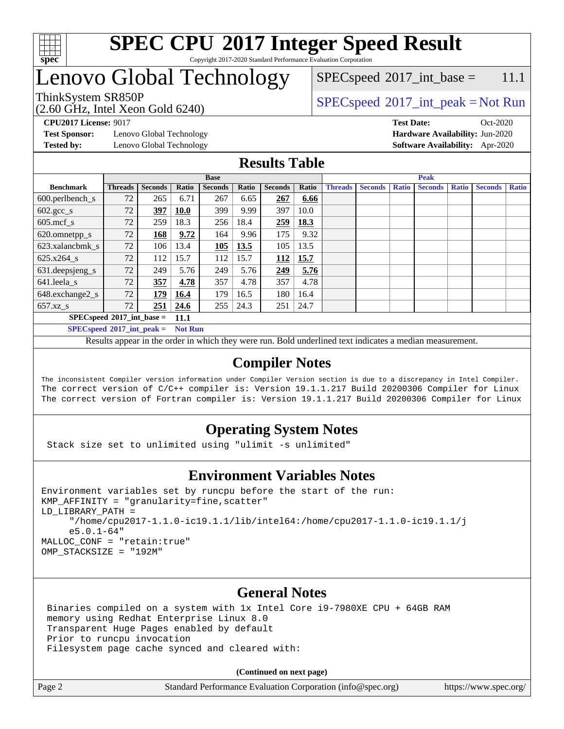# SPEC CPU 2017 Integer Speed Result

Copyright 2017-2020 Standard Performance Evaluation Corporation

# Lenovo Global Technology

ThinkSystem SR850P
(2.60 GHz, Intel Xeon Gold 6240)

SPECspeed 2017_int_base = 11.1

SPECspeed 2017_int_peak = Not Run

**CPU2017 License:** 9017
**Test Sponsor:** Lenovo Global Technology
**Tested by:** Lenovo Global Technology

**Test Date:** Oct-2020
**Hardware Availability:** Jun-2020
**Software Availability:** Apr-2020

## Results Table

| | Base | | | | | | | Peak | | | | | | |
|---|---|---|---|---|---|---|---|---|---|---|---|---|---|---|
| **Benchmark** | **Threads** | **Seconds** | **Ratio** | **Seconds** | **Ratio** | **Seconds** | **Ratio** | **Threads** | **Seconds** | **Ratio** | **Seconds** | **Ratio** | **Seconds** | **Ratio** |
| 600.perlbench_s | 72 | 265 | 6.71 | 267 | 6.65 | **267** | **6.66** | | | | | | | |
| 602.gcc_s | 72 | **397** | **10.0** | 399 | 9.99 | 397 | 10.0 | | | | | | | |
| 605.mcf_s | 72 | 259 | 18.3 | 256 | 18.4 | **259** | **18.3** | | | | | | | |
| 620.omnetpp_s | 72 | **168** | **9.72** | 164 | 9.96 | 175 | 9.32 | | | | | | | |
| 623.xalancbmk_s | 72 | 106 | 13.4 | **105** | **13.5** | 105 | 13.5 | | | | | | | |
| 625.x264_s | 72 | 112 | 15.7 | 112 | 15.7 | **112** | **15.7** | | | | | | | |
| 631.deepsjeng_s | 72 | 249 | 5.76 | 249 | 5.76 | **249** | **5.76** | | | | | | | |
| 641.leela_s | 72 | **357** | **4.78** | 357 | 4.78 | 357 | 4.78 | | | | | | | |
| 648.exchange2_s | 72 | **179** | **16.4** | 179 | 16.5 | 180 | 16.4 | | | | | | | |
| 657.xz_s | 72 | **251** | **24.6** | 255 | 24.3 | 251 | 24.7 | | | | | | | |
| **SPECspeed 2017_int_base =** | | | **11.1** | | | | | | | | | | | |
| **SPECspeed 2017_int_peak =** | | | **Not Run** | | | | | | | | | | | |

Results appear in the order in which they were run. Bold underlined text indicates a median measurement.

## Compiler Notes

```
The inconsistent Compiler version information under Compiler Version section is due to a discrepancy in Intel Compiler.
The correct version of C/C++ compiler is: Version 19.1.1.217 Build 20200306 Compiler for Linux
The correct version of Fortran compiler is: Version 19.1.1.217 Build 20200306 Compiler for Linux
```

## Operating System Notes

```
Stack size set to unlimited using "ulimit -s unlimited"
```

## Environment Variables Notes

```
Environment variables set by runcpu before the start of the run:
KMP_AFFINITY = "granularity=fine,scatter"
LD_LIBRARY_PATH =
     "/home/cpu2017-1.1.0-ic19.1.1/lib/intel64:/home/cpu2017-1.1.0-ic19.1.1/j
     e5.0.1-64"
MALLOC_CONF = "retain:true"
OMP_STACKSIZE = "192M"
```

## General Notes

```
Binaries compiled on a system with 1x Intel Core i9-7980XE CPU + 64GB RAM
memory using Redhat Enterprise Linux 8.0
Transparent Huge Pages enabled by default
Prior to runcpu invocation
Filesystem page cache synced and cleared with:
```

**(Continued on next page)**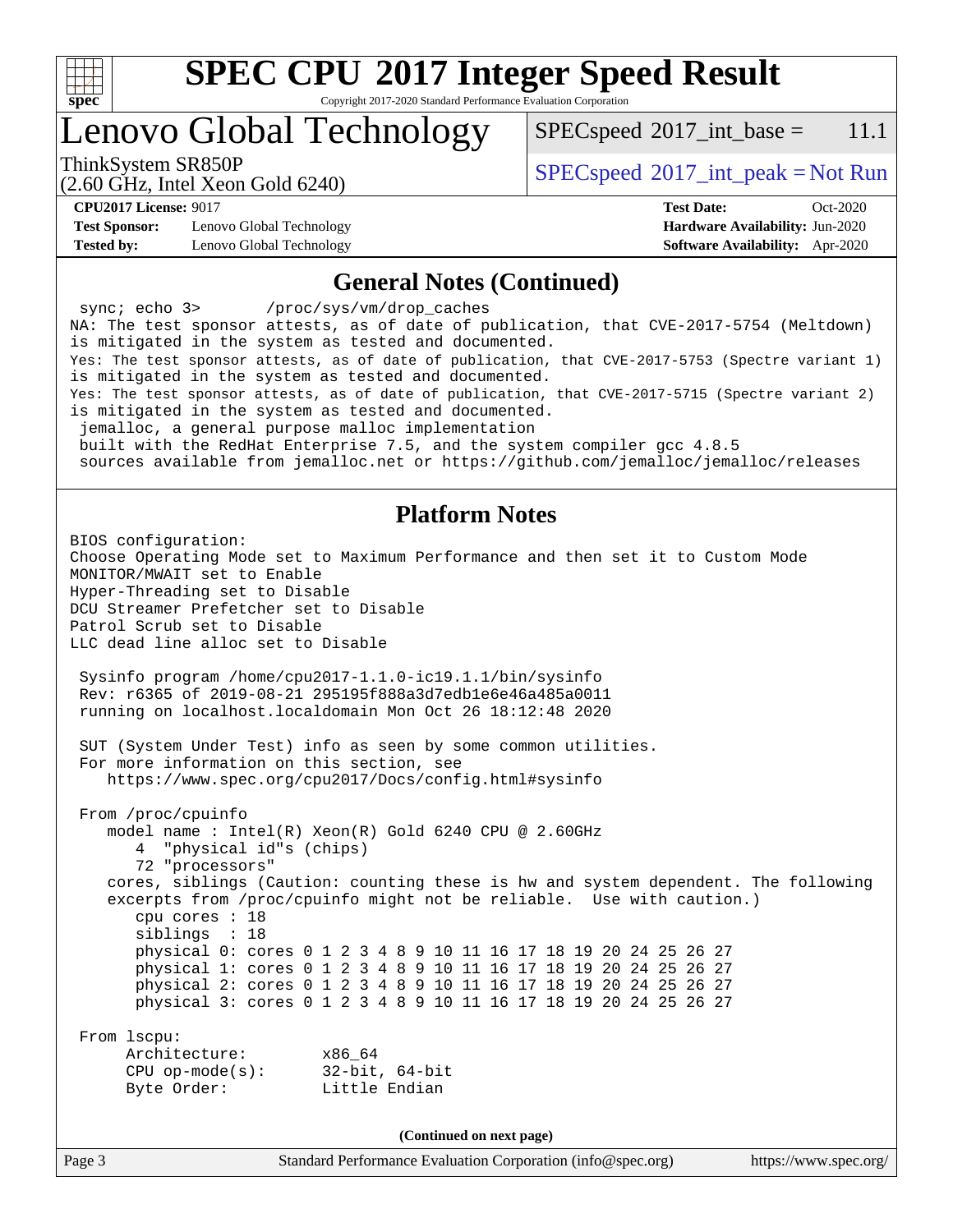# SPEC CPU 2017 Integer Speed Result

Copyright 2017-2020 Standard Performance Evaluation Corporation

# Lenovo Global Technology

ThinkSystem SR850P
(2.60 GHz, Intel Xeon Gold 6240)

SPECspeed 2017_int_base = 11.1

SPECspeed 2017_int_peak = Not Run

**CPU2017 License:** 9017
**Test Sponsor:** Lenovo Global Technology
**Tested by:** Lenovo Global Technology

**Test Date:** Oct-2020
**Hardware Availability:** Jun-2020
**Software Availability:** Apr-2020

## General Notes (Continued)

```
 sync; echo 3>       /proc/sys/vm/drop_caches
NA: The test sponsor attests, as of date of publication, that CVE-2017-5754 (Meltdown)
is mitigated in the system as tested and documented.
Yes: The test sponsor attests, as of date of publication, that CVE-2017-5753 (Spectre variant 1)
is mitigated in the system as tested and documented.
Yes: The test sponsor attests, as of date of publication, that CVE-2017-5715 (Spectre variant 2)
is mitigated in the system as tested and documented.
 jemalloc, a general purpose malloc implementation
 built with the RedHat Enterprise 7.5, and the system compiler gcc 4.8.5
 sources available from jemalloc.net or https://github.com/jemalloc/jemalloc/releases
```

## Platform Notes

```
BIOS configuration:
Choose Operating Mode set to Maximum Performance and then set it to Custom Mode
MONITOR/MWAIT set to Enable
Hyper-Threading set to Disable
DCU Streamer Prefetcher set to Disable
Patrol Scrub set to Disable
LLC dead line alloc set to Disable

 Sysinfo program /home/cpu2017-1.1.0-ic19.1.1/bin/sysinfo
 Rev: r6365 of 2019-08-21 295195f888a3d7edb1e6e46a485a0011
 running on localhost.localdomain Mon Oct 26 18:12:48 2020

 SUT (System Under Test) info as seen by some common utilities.
 For more information on this section, see
    https://www.spec.org/cpu2017/Docs/config.html#sysinfo

 From /proc/cpuinfo
    model name : Intel(R) Xeon(R) Gold 6240 CPU @ 2.60GHz
       4  "physical id"s (chips)
       72 "processors"
    cores, siblings (Caution: counting these is hw and system dependent. The following
    excerpts from /proc/cpuinfo might not be reliable.  Use with caution.)
       cpu cores : 18
       siblings  : 18
       physical 0: cores 0 1 2 3 4 8 9 10 11 16 17 18 19 20 24 25 26 27
       physical 1: cores 0 1 2 3 4 8 9 10 11 16 17 18 19 20 24 25 26 27
       physical 2: cores 0 1 2 3 4 8 9 10 11 16 17 18 19 20 24 25 26 27
       physical 3: cores 0 1 2 3 4 8 9 10 11 16 17 18 19 20 24 25 26 27

 From lscpu:
      Architecture:        x86_64
      CPU op-mode(s):      32-bit, 64-bit
      Byte Order:          Little Endian
```

**(Continued on next page)**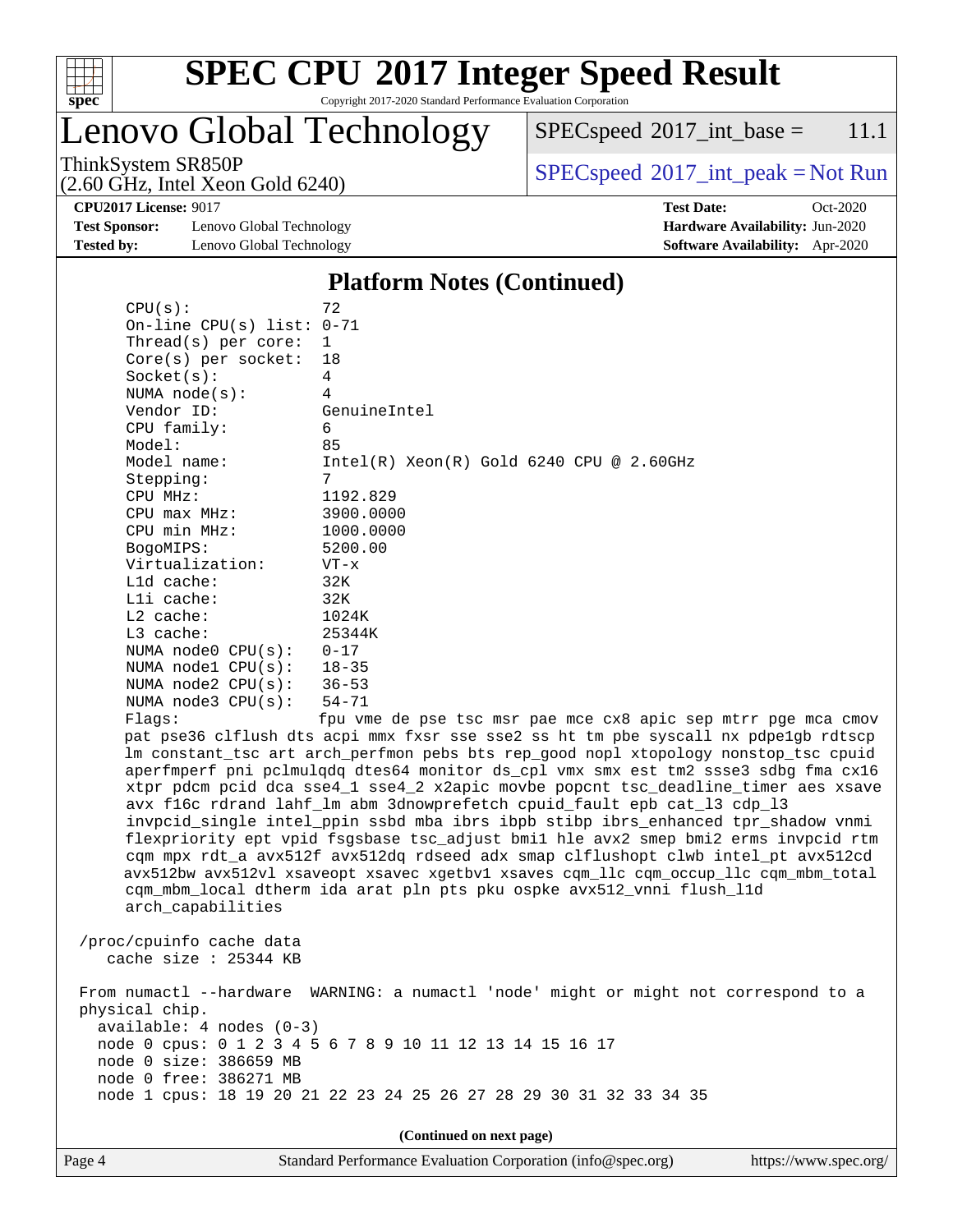## Platform Notes (Continued)

```
    CPU(s):                72
    On-line CPU(s) list: 0-71
    Thread(s) per core:  1
    Core(s) per socket:  18
    Socket(s):           4
    NUMA node(s):        4
    Vendor ID:           GenuineIntel
    CPU family:          6
    Model:               85
    Model name:          Intel(R) Xeon(R) Gold 6240 CPU @ 2.60GHz
    Stepping:            7
    CPU MHz:             1192.829
    CPU max MHz:         3900.0000
    CPU min MHz:         1000.0000
    BogoMIPS:            5200.00
    Virtualization:      VT-x
    L1d cache:           32K
    L1i cache:           32K
    L2 cache:            1024K
    L3 cache:            25344K
    NUMA node0 CPU(s):   0-17
    NUMA node1 CPU(s):   18-35
    NUMA node2 CPU(s):   36-53
    NUMA node3 CPU(s):   54-71
    Flags:               fpu vme de pse tsc msr pae mce cx8 apic sep mtrr pge mca cmov
    pat pse36 clflush dts acpi mmx fxsr sse sse2 ss ht tm pbe syscall nx pdpe1gb rdtscp
    lm constant_tsc art arch_perfmon pebs bts rep_good nopl xtopology nonstop_tsc cpuid
    aperfmperf pni pclmulqdq dtes64 monitor ds_cpl vmx smx est tm2 ssse3 sdbg fma cx16
    xtpr pdcm pcid dca sse4_1 sse4_2 x2apic movbe popcnt tsc_deadline_timer aes xsave
    avx f16c rdrand lahf_lm abm 3dnowprefetch cpuid_fault epb cat_l3 cdp_l3
    invpcid_single intel_ppin ssbd mba ibrs ibpb stibp ibrs_enhanced tpr_shadow vnmi
    flexpriority ept vpid fsgsbase tsc_adjust bmi1 hle avx2 smep bmi2 erms invpcid rtm
    cqm mpx rdt_a avx512f avx512dq rdseed adx smap clflushopt clwb intel_pt avx512cd
    avx512bw avx512vl xsaveopt xsavec xgetbv1 xsaves cqm_llc cqm_occup_llc cqm_mbm_total
    cqm_mbm_local dtherm ida arat pln pts pku ospke avx512_vnni flush_l1d
    arch_capabilities

 /proc/cpuinfo cache data
    cache size : 25344 KB

 From numactl --hardware  WARNING: a numactl 'node' might or might not correspond to a
 physical chip.
   available: 4 nodes (0-3)
   node 0 cpus: 0 1 2 3 4 5 6 7 8 9 10 11 12 13 14 15 16 17
   node 0 size: 386659 MB
   node 0 free: 386271 MB
   node 1 cpus: 18 19 20 21 22 23 24 25 26 27 28 29 30 31 32 33 34 35
```

(Continued on next page)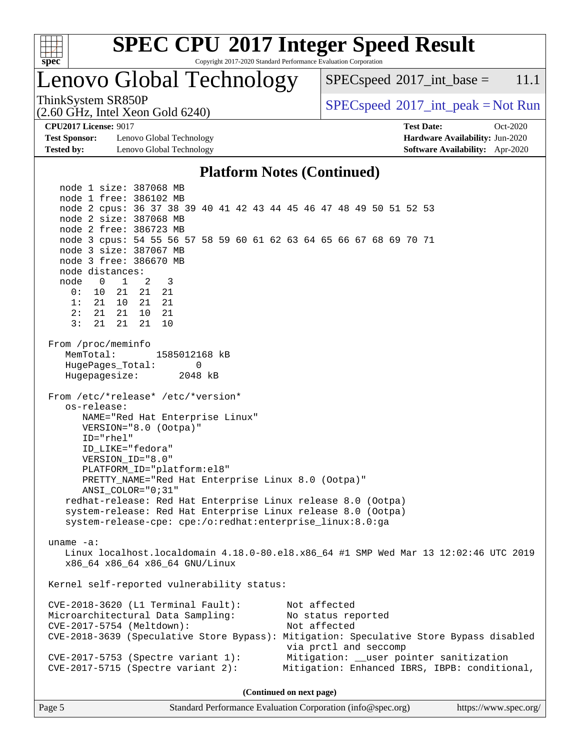## Platform Notes (Continued)

```
  node 1 size: 387068 MB
  node 1 free: 386102 MB
  node 2 cpus: 36 37 38 39 40 41 42 43 44 45 46 47 48 49 50 51 52 53
  node 2 size: 387068 MB
  node 2 free: 386723 MB
  node 3 cpus: 54 55 56 57 58 59 60 61 62 63 64 65 66 67 68 69 70 71
  node 3 size: 387067 MB
  node 3 free: 386670 MB
  node distances:
  node   0   1   2   3
    0:  10  21  21  21
    1:  21  10  21  21
    2:  21  21  10  21
    3:  21  21  21  10

From /proc/meminfo
   MemTotal:       1585012168 kB
   HugePages_Total:       0
   Hugepagesize:       2048 kB

From /etc/*release* /etc/*version*
   os-release:
      NAME="Red Hat Enterprise Linux"
      VERSION="8.0 (Ootpa)"
      ID="rhel"
      ID_LIKE="fedora"
      VERSION_ID="8.0"
      PLATFORM_ID="platform:el8"
      PRETTY_NAME="Red Hat Enterprise Linux 8.0 (Ootpa)"
      ANSI_COLOR="0;31"
   redhat-release: Red Hat Enterprise Linux release 8.0 (Ootpa)
   system-release: Red Hat Enterprise Linux release 8.0 (Ootpa)
   system-release-cpe: cpe:/o:redhat:enterprise_linux:8.0:ga

uname -a:
   Linux localhost.localdomain 4.18.0-80.el8.x86_64 #1 SMP Wed Mar 13 12:02:46 UTC 2019
   x86_64 x86_64 x86_64 GNU/Linux

Kernel self-reported vulnerability status:

CVE-2018-3620 (L1 Terminal Fault):         Not affected
Microarchitectural Data Sampling:          No status reported
CVE-2017-5754 (Meltdown):                  Not affected
CVE-2018-3639 (Speculative Store Bypass): Mitigation: Speculative Store Bypass disabled
                                           via prctl and seccomp
CVE-2017-5753 (Spectre variant 1):         Mitigation: __user pointer sanitization
CVE-2017-5715 (Spectre variant 2):        Mitigation: Enhanced IBRS, IBPB: conditional,
```

(Continued on next page)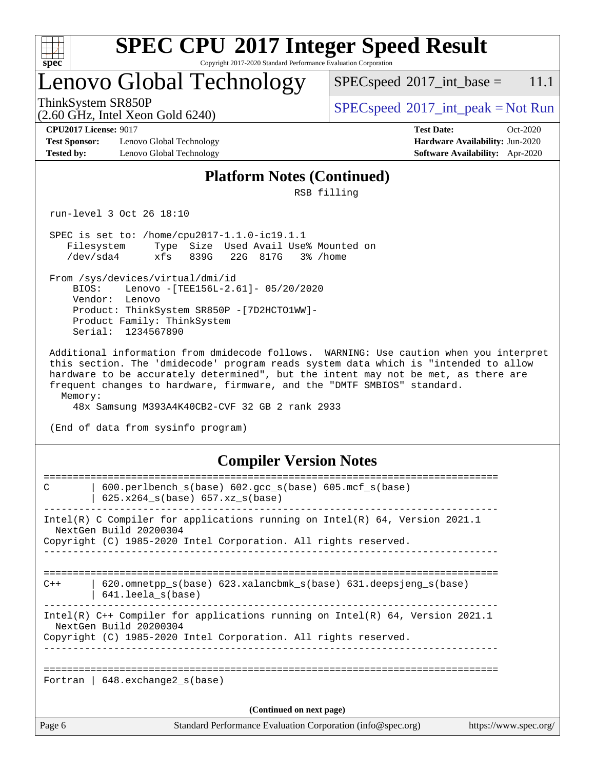# Lenovo Global Technology

ThinkSystem SR850P
(2.60 GHz, Intel Xeon Gold 6240)

SPECspeed 2017_int_base = 11.1

SPECspeed 2017_int_peak = Not Run

**CPU2017 License:** 9017
**Test Sponsor:** Lenovo Global Technology
**Tested by:** Lenovo Global Technology

**Test Date:** Oct-2020
**Hardware Availability:** Jun-2020
**Software Availability:** Apr-2020

## Platform Notes (Continued)

```
                          RSB filling

 run-level 3 Oct 26 18:10

 SPEC is set to: /home/cpu2017-1.1.0-ic19.1.1
    Filesystem     Type  Size  Used Avail Use% Mounted on
    /dev/sda4      xfs   839G   22G  817G   3% /home

 From /sys/devices/virtual/dmi/id
     BIOS:    Lenovo -[TEE156L-2.61]- 05/20/2020
     Vendor:  Lenovo
     Product: ThinkSystem SR850P -[7D2HCTO1WW]-
     Product Family: ThinkSystem
     Serial:  1234567890

 Additional information from dmidecode follows.  WARNING: Use caution when you interpret
 this section. The 'dmidecode' program reads system data which is "intended to allow
 hardware to be accurately determined", but the intent may not be met, as there are
 frequent changes to hardware, firmware, and the "DMTF SMBIOS" standard.
   Memory:
     48x Samsung M393A4K40CB2-CVF 32 GB 2 rank 2933

 (End of data from sysinfo program)
```

## Compiler Version Notes

```
==============================================================================
C       | 600.perlbench_s(base) 602.gcc_s(base) 605.mcf_s(base)
        | 625.x264_s(base) 657.xz_s(base)
------------------------------------------------------------------------------
Intel(R) C Compiler for applications running on Intel(R) 64, Version 2021.1
  NextGen Build 20200304
Copyright (C) 1985-2020 Intel Corporation. All rights reserved.
------------------------------------------------------------------------------

==============================================================================
C++     | 620.omnetpp_s(base) 623.xalancbmk_s(base) 631.deepsjeng_s(base)
        | 641.leela_s(base)
------------------------------------------------------------------------------
Intel(R) C++ Compiler for applications running on Intel(R) 64, Version 2021.1
  NextGen Build 20200304
Copyright (C) 1985-2020 Intel Corporation. All rights reserved.
------------------------------------------------------------------------------

==============================================================================
Fortran | 648.exchange2_s(base)
```

(Continued on next page)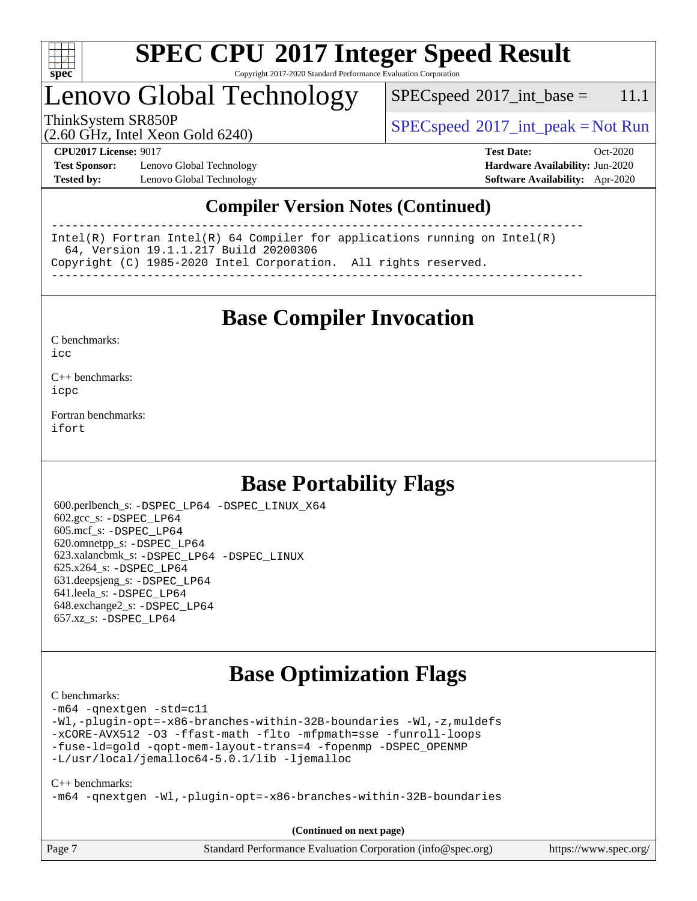# SPEC CPU 2017 Integer Speed Result

Copyright 2017-2020 Standard Performance Evaluation Corporation

## Lenovo Global Technology

ThinkSystem SR850P
(2.60 GHz, Intel Xeon Gold 6240)

SPECspeed 2017_int_base = 11.1

SPECspeed 2017_int_peak = Not Run

**CPU2017 License:** 9017
**Test Sponsor:** Lenovo Global Technology
**Tested by:** Lenovo Global Technology

**Test Date:** Oct-2020
**Hardware Availability:** Jun-2020
**Software Availability:** Apr-2020

## Compiler Version Notes (Continued)

```
==============================================================================
Intel(R) Fortran Intel(R) 64 Compiler for applications running on Intel(R)
  64, Version 19.1.1.217 Build 20200306
Copyright (C) 1985-2020 Intel Corporation.  All rights reserved.
------------------------------------------------------------------------------
```

## Base Compiler Invocation

C benchmarks:
`icc`

C++ benchmarks:
`icpc`

Fortran benchmarks:
`ifort`

## Base Portability Flags

600.perlbench_s: `-DSPEC_LP64 -DSPEC_LINUX_X64`
602.gcc_s: `-DSPEC_LP64`
605.mcf_s: `-DSPEC_LP64`
620.omnetpp_s: `-DSPEC_LP64`
623.xalancbmk_s: `-DSPEC_LP64 -DSPEC_LINUX`
625.x264_s: `-DSPEC_LP64`
631.deepsjeng_s: `-DSPEC_LP64`
641.leela_s: `-DSPEC_LP64`
648.exchange2_s: `-DSPEC_LP64`
657.xz_s: `-DSPEC_LP64`

## Base Optimization Flags

C benchmarks:

```
-m64 -qnextgen -std=c11
-Wl,-plugin-opt=-x86-branches-within-32B-boundaries -Wl,-z,muldefs
-xCORE-AVX512 -O3 -ffast-math -flto -mfpmath=sse -funroll-loops
-fuse-ld=gold -qopt-mem-layout-trans=4 -fopenmp -DSPEC_OPENMP
-L/usr/local/jemalloc64-5.0.1/lib -ljemalloc
```

C++ benchmarks:

```
-m64 -qnextgen -Wl,-plugin-opt=-x86-branches-within-32B-boundaries
```

(Continued on next page)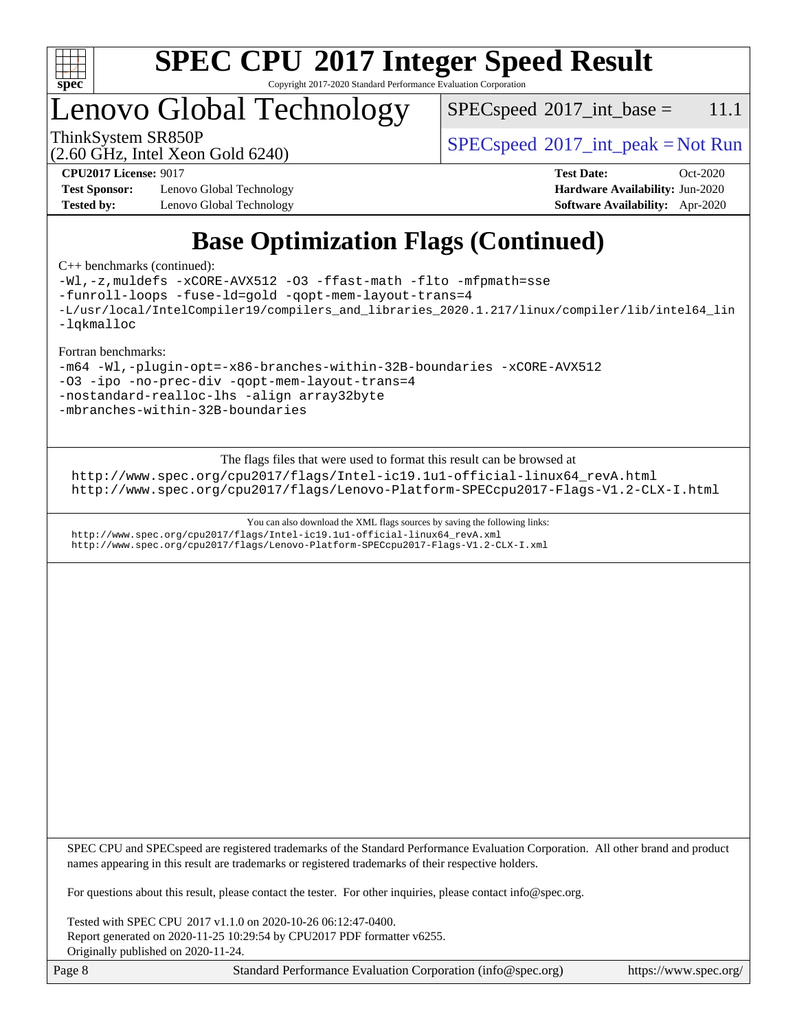# Base Optimization Flags (Continued)

C++ benchmarks (continued):

```
-Wl,-z,muldefs -xCORE-AVX512 -O3 -ffast-math -flto -mfpmath=sse
-funroll-loops -fuse-ld=gold -qopt-mem-layout-trans=4
-L/usr/local/IntelCompiler19/compilers_and_libraries_2020.1.217/linux/compiler/lib/intel64_lin
-lqkmalloc
```

Fortran benchmarks:

```
-m64 -Wl,-plugin-opt=-x86-branches-within-32B-boundaries -xCORE-AVX512
-O3 -ipo -no-prec-div -qopt-mem-layout-trans=4
-nostandard-realloc-lhs -align array32byte
-mbranches-within-32B-boundaries
```

The flags files that were used to format this result can be browsed at

http://www.spec.org/cpu2017/flags/Intel-ic19.1u1-official-linux64_revA.html
http://www.spec.org/cpu2017/flags/Lenovo-Platform-SPECcpu2017-Flags-V1.2-CLX-I.html

You can also download the XML flags sources by saving the following links:

http://www.spec.org/cpu2017/flags/Intel-ic19.1u1-official-linux64_revA.xml
http://www.spec.org/cpu2017/flags/Lenovo-Platform-SPECcpu2017-Flags-V1.2-CLX-I.xml

SPEC CPU and SPECspeed are registered trademarks of the Standard Performance Evaluation Corporation. All other brand and product names appearing in this result are trademarks or registered trademarks of their respective holders.

For questions about this result, please contact the tester. For other inquiries, please contact info@spec.org.

Tested with SPEC CPU 2017 v1.1.0 on 2020-10-26 06:12:47-0400.
Report generated on 2020-11-25 10:29:54 by CPU2017 PDF formatter v6255.
Originally published on 2020-11-24.